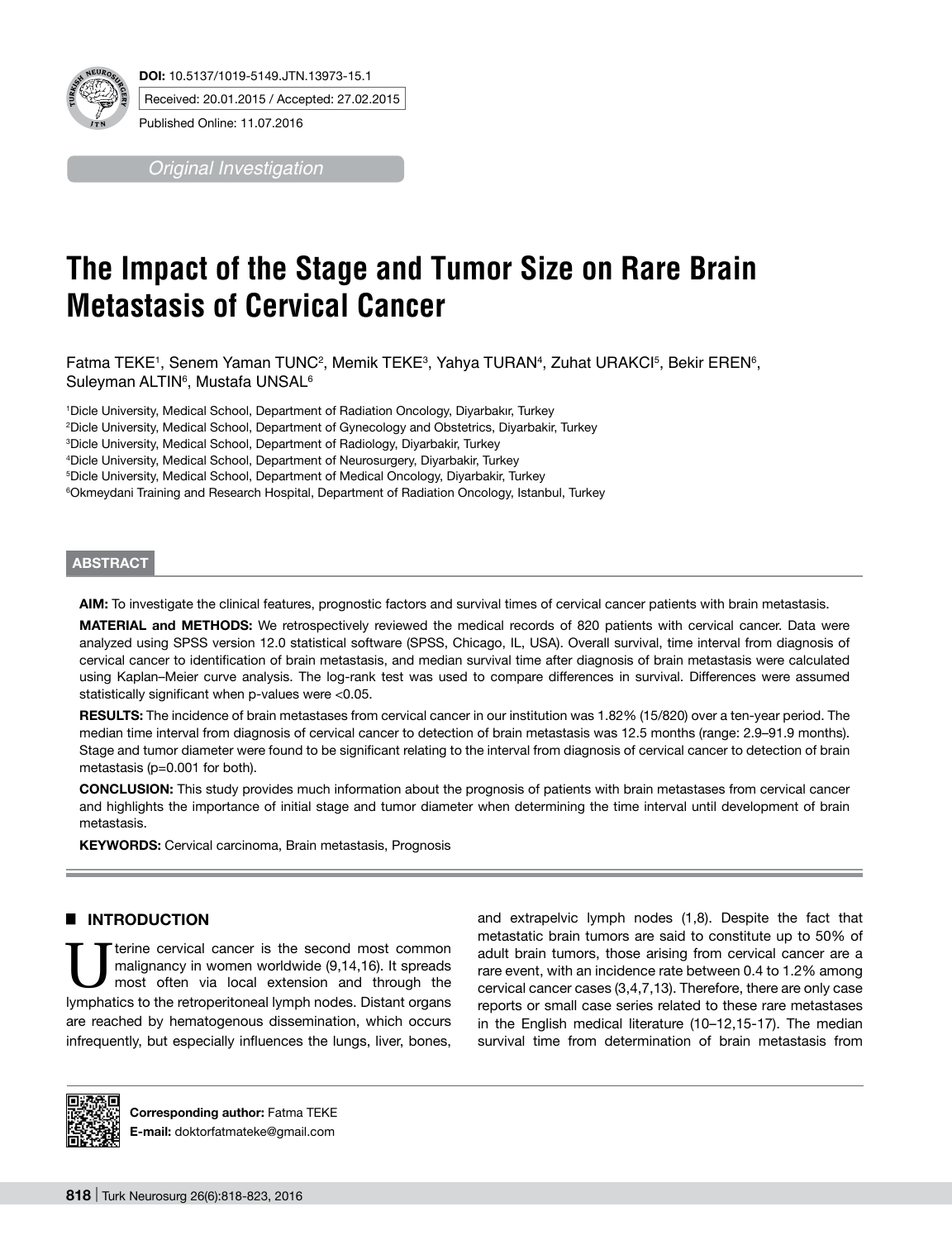DOI: 10.5137/1019-5149.JTN.13973-15.1

Received: 20.01.2015 / Accepted: 27.02.2015

Published Online: 11.07.2016

*Original Investigation*

# The Impact of the Stage and Tumor Size on Rare Brain Metastasis of Cervical Cancer

Fatma TEKE[1], Senem Yaman TUNC[2], Memik TEKE[3], Yahya TURAN[4], Zuhat URAKCI[5], Bekir EREN[6], Suleyman ALTIN[6], Mustafa UNSAL[6]

[1]Dicle University, Medical School, Department of Radiation Oncology, Diyarbakır, Turkey
[2]Dicle University, Medical School, Department of Gynecology and Obstetrics, Diyarbakir, Turkey
[3]Dicle University, Medical School, Department of Radiology, Diyarbakir, Turkey
[4]Dicle University, Medical School, Department of Neurosurgery, Diyarbakir, Turkey
[5]Dicle University, Medical School, Department of Medical Oncology, Diyarbakir, Turkey
[6]Okmeydani Training and Research Hospital, Department of Radiation Oncology, Istanbul, Turkey

## ABSTRACT

**AIM:** To investigate the clinical features, prognostic factors and survival times of cervical cancer patients with brain metastasis.

**MATERIAL and METHODS:** We retrospectively reviewed the medical records of 820 patients with cervical cancer. Data were analyzed using SPSS version 12.0 statistical software (SPSS, Chicago, IL, USA). Overall survival, time interval from diagnosis of cervical cancer to identification of brain metastasis, and median survival time after diagnosis of brain metastasis were calculated using Kaplan–Meier curve analysis. The log-rank test was used to compare differences in survival. Differences were assumed statistically significant when p-values were <0.05.

**RESULTS:** The incidence of brain metastases from cervical cancer in our institution was 1.82% (15/820) over a ten-year period. The median time interval from diagnosis of cervical cancer to detection of brain metastasis was 12.5 months (range: 2.9–91.9 months). Stage and tumor diameter were found to be significant relating to the interval from diagnosis of cervical cancer to detection of brain metastasis (p=0.001 for both).

**CONCLUSION:** This study provides much information about the prognosis of patients with brain metastases from cervical cancer and highlights the importance of initial stage and tumor diameter when determining the time interval until development of brain metastasis.

**KEYWORDS:** Cervical carcinoma, Brain metastasis, Prognosis

## INTRODUCTION

Uterine cervical cancer is the second most common malignancy in women worldwide (9,14,16). It spreads most often via local extension and through the lymphatics to the retroperitoneal lymph nodes. Distant organs are reached by hematogenous dissemination, which occurs infrequently, but especially influences the lungs, liver, bones, and extrapelvic lymph nodes (1,8). Despite the fact that metastatic brain tumors are said to constitute up to 50% of adult brain tumors, those arising from cervical cancer are a rare event, with an incidence rate between 0.4 to 1.2% among cervical cancer cases (3,4,7,13). Therefore, there are only case reports or small case series related to these rare metastases in the English medical literature (10–12,15-17). The median survival time from determination of brain metastasis from

**Corresponding author:** Fatma TEKE
**E-mail:** doktorfatmateke@gmail.com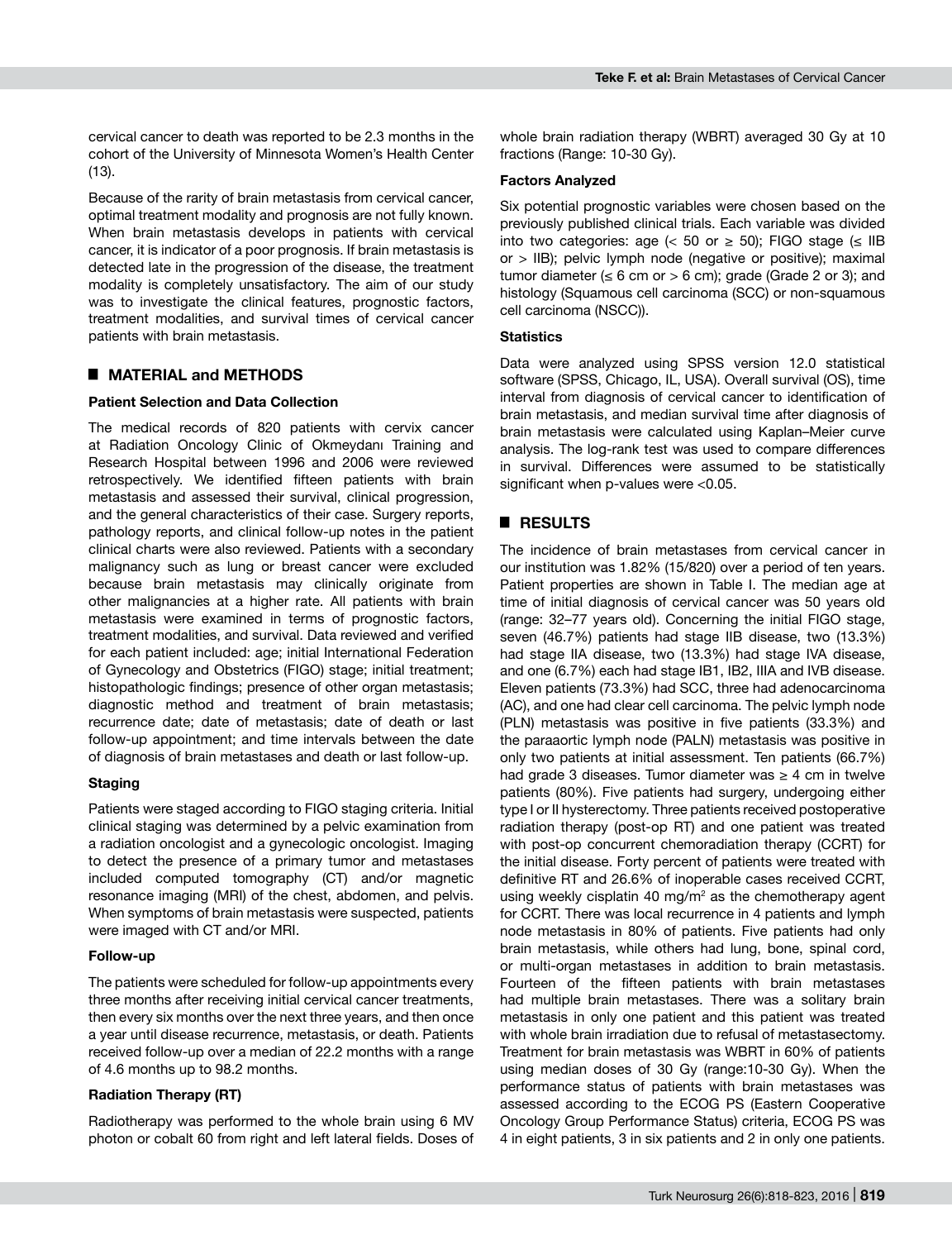cervical cancer to death was reported to be 2.3 months in the cohort of the University of Minnesota Women's Health Center (13).

Because of the rarity of brain metastasis from cervical cancer, optimal treatment modality and prognosis are not fully known. When brain metastasis develops in patients with cervical cancer, it is indicator of a poor prognosis. If brain metastasis is detected late in the progression of the disease, the treatment modality is completely unsatisfactory. The aim of our study was to investigate the clinical features, prognostic factors, treatment modalities, and survival times of cervical cancer patients with brain metastasis.

## MATERIAL and METHODS

### Patient Selection and Data Collection

The medical records of 820 patients with cervix cancer at Radiation Oncology Clinic of Okmeydanı Training and Research Hospital between 1996 and 2006 were reviewed retrospectively. We identified fifteen patients with brain metastasis and assessed their survival, clinical progression, and the general characteristics of their case. Surgery reports, pathology reports, and clinical follow-up notes in the patient clinical charts were also reviewed. Patients with a secondary malignancy such as lung or breast cancer were excluded because brain metastasis may clinically originate from other malignancies at a higher rate. All patients with brain metastasis were examined in terms of prognostic factors, treatment modalities, and survival. Data reviewed and verified for each patient included: age; initial International Federation of Gynecology and Obstetrics (FIGO) stage; initial treatment; histopathologic findings; presence of other organ metastasis; diagnostic method and treatment of brain metastasis; recurrence date; date of metastasis; date of death or last follow-up appointment; and time intervals between the date of diagnosis of brain metastases and death or last follow-up.

### Staging

Patients were staged according to FIGO staging criteria. Initial clinical staging was determined by a pelvic examination from a radiation oncologist and a gynecologic oncologist. Imaging to detect the presence of a primary tumor and metastases included computed tomography (CT) and/or magnetic resonance imaging (MRI) of the chest, abdomen, and pelvis. When symptoms of brain metastasis were suspected, patients were imaged with CT and/or MRI.

### Follow-up

The patients were scheduled for follow-up appointments every three months after receiving initial cervical cancer treatments, then every six months over the next three years, and then once a year until disease recurrence, metastasis, or death. Patients received follow-up over a median of 22.2 months with a range of 4.6 months up to 98.2 months.

### Radiation Therapy (RT)

Radiotherapy was performed to the whole brain using 6 MV photon or cobalt 60 from right and left lateral fields. Doses of whole brain radiation therapy (WBRT) averaged 30 Gy at 10 fractions (Range: 10-30 Gy).

### Factors Analyzed

Six potential prognostic variables were chosen based on the previously published clinical trials. Each variable was divided into two categories: age (< 50 or ≥ 50); FIGO stage (≤ IIB or > IIB); pelvic lymph node (negative or positive); maximal tumor diameter (≤ 6 cm or > 6 cm); grade (Grade 2 or 3); and histology (Squamous cell carcinoma (SCC) or non-squamous cell carcinoma (NSCC)).

### Statistics

Data were analyzed using SPSS version 12.0 statistical software (SPSS, Chicago, IL, USA). Overall survival (OS), time interval from diagnosis of cervical cancer to identification of brain metastasis, and median survival time after diagnosis of brain metastasis were calculated using Kaplan–Meier curve analysis. The log-rank test was used to compare differences in survival. Differences were assumed to be statistically significant when p-values were <0.05.

## RESULTS

The incidence of brain metastases from cervical cancer in our institution was 1.82% (15/820) over a period of ten years. Patient properties are shown in Table I. The median age at time of initial diagnosis of cervical cancer was 50 years old (range: 32–77 years old). Concerning the initial FIGO stage, seven (46.7%) patients had stage IIB disease, two (13.3%) had stage IIA disease, two (13.3%) had stage IVA disease, and one (6.7%) each had stage IB1, IB2, IIIA and IVB disease. Eleven patients (73.3%) had SCC, three had adenocarcinoma (AC), and one had clear cell carcinoma. The pelvic lymph node (PLN) metastasis was positive in five patients (33.3%) and the paraaortic lymph node (PALN) metastasis was positive in only two patients at initial assessment. Ten patients (66.7%) had grade 3 diseases. Tumor diameter was ≥ 4 cm in twelve patients (80%). Five patients had surgery, undergoing either type I or II hysterectomy. Three patients received postoperative radiation therapy (post-op RT) and one patient was treated with post-op concurrent chemoradiation therapy (CCRT) for the initial disease. Forty percent of patients were treated with definitive RT and 26.6% of inoperable cases received CCRT, using weekly cisplatin 40 mg/m$^2$ as the chemotherapy agent for CCRT. There was local recurrence in 4 patients and lymph node metastasis in 80% of patients. Five patients had only brain metastasis, while others had lung, bone, spinal cord, or multi-organ metastases in addition to brain metastasis. Fourteen of the fifteen patients with brain metastases had multiple brain metastases. There was a solitary brain metastasis in only one patient and this patient was treated with whole brain irradiation due to refusal of metastasectomy. Treatment for brain metastasis was WBRT in 60% of patients using median doses of 30 Gy (range:10-30 Gy). When the performance status of patients with brain metastases was assessed according to the ECOG PS (Eastern Cooperative Oncology Group Performance Status) criteria, ECOG PS was 4 in eight patients, 3 in six patients and 2 in only one patients.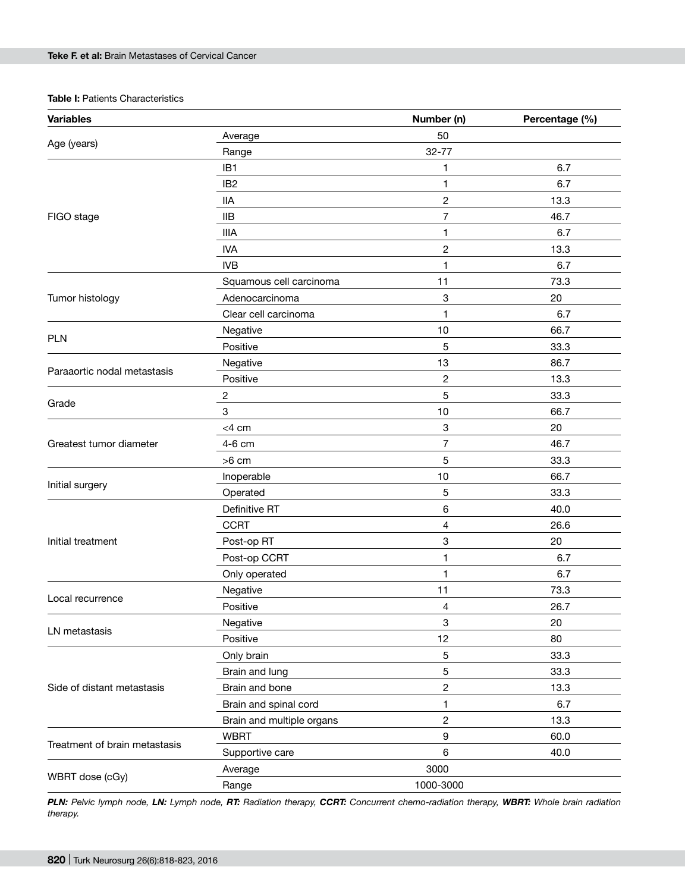**Table I:** Patients Characteristics

| Variables | | Number (n) | Percentage (%) |
|---|---|---|---|
| Age (years) | Average | 50 | |
| | Range | 32-77 | |
| FIGO stage | IB1 | 1 | 6.7 |
| | IB2 | 1 | 6.7 |
| | IIA | 2 | 13.3 |
| | IIB | 7 | 46.7 |
| | IIIA | 1 | 6.7 |
| | IVA | 2 | 13.3 |
| | IVB | 1 | 6.7 |
| Tumor histology | Squamous cell carcinoma | 11 | 73.3 |
| | Adenocarcinoma | 3 | 20 |
| | Clear cell carcinoma | 1 | 6.7 |
| PLN | Negative | 10 | 66.7 |
| | Positive | 5 | 33.3 |
| Paraaortic nodal metastasis | Negative | 13 | 86.7 |
| | Positive | 2 | 13.3 |
| Grade | 2 | 5 | 33.3 |
| | 3 | 10 | 66.7 |
| Greatest tumor diameter | <4 cm | 3 | 20 |
| | 4-6 cm | 7 | 46.7 |
| | >6 cm | 5 | 33.3 |
| Initial surgery | Inoperable | 10 | 66.7 |
| | Operated | 5 | 33.3 |
| Initial treatment | Definitive RT | 6 | 40.0 |
| | CCRT | 4 | 26.6 |
| | Post-op RT | 3 | 20 |
| | Post-op CCRT | 1 | 6.7 |
| | Only operated | 1 | 6.7 |
| Local recurrence | Negative | 11 | 73.3 |
| | Positive | 4 | 26.7 |
| LN metastasis | Negative | 3 | 20 |
| | Positive | 12 | 80 |
| Side of distant metastasis | Only brain | 5 | 33.3 |
| | Brain and lung | 5 | 33.3 |
| | Brain and bone | 2 | 13.3 |
| | Brain and spinal cord | 1 | 6.7 |
| | Brain and multiple organs | 2 | 13.3 |
| Treatment of brain metastasis | WBRT | 9 | 60.0 |
| | Supportive care | 6 | 40.0 |
| WBRT dose (cGy) | Average | 3000 | |
| | Range | 1000-3000 | |

***PLN:*** *Pelvic lymph node,* ***LN:*** *Lymph node,* ***RT:*** *Radiation therapy,* ***CCRT:*** *Concurrent chemo-radiation therapy,* ***WBRT:*** *Whole brain radiation therapy.*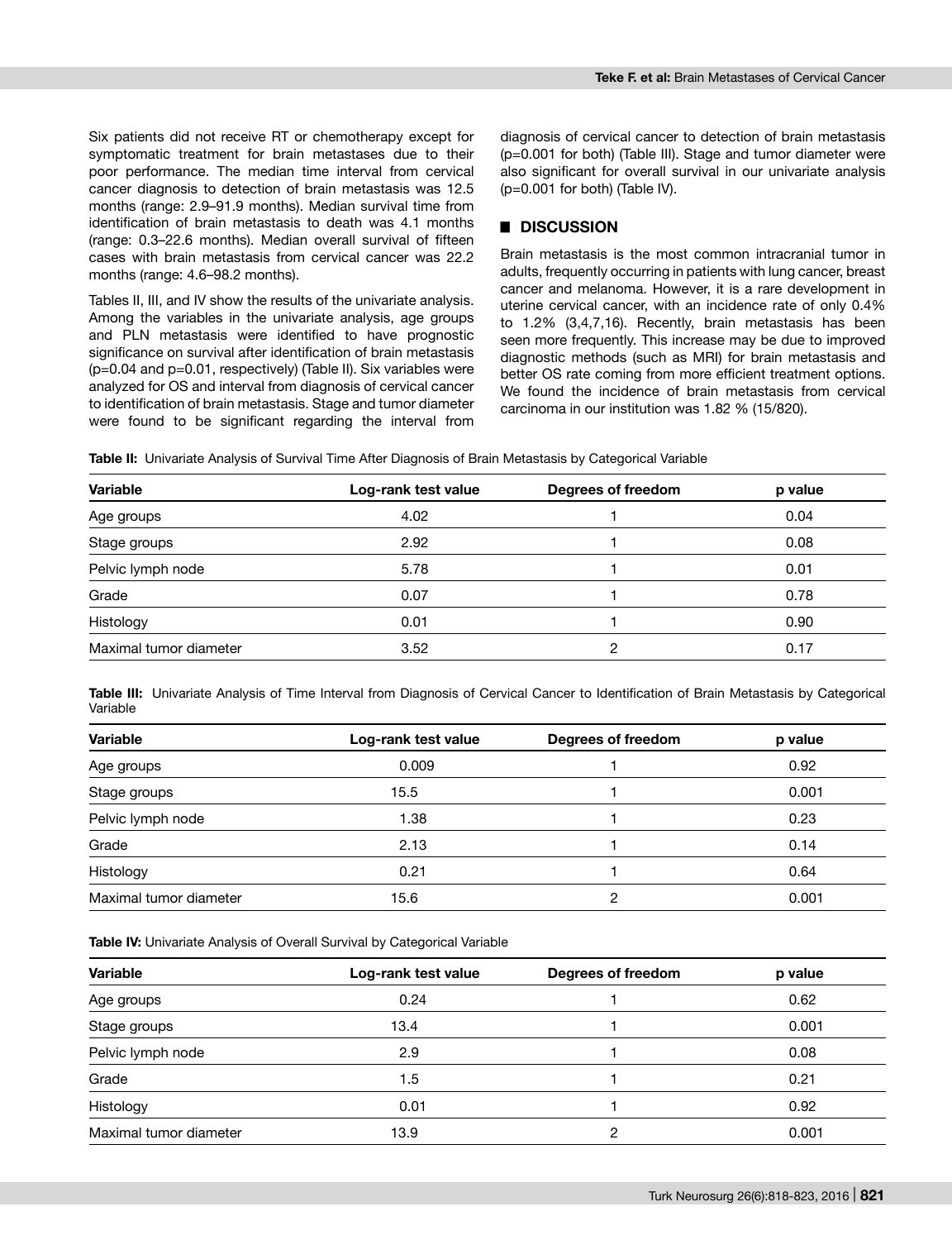Six patients did not receive RT or chemotherapy except for symptomatic treatment for brain metastases due to their poor performance. The median time interval from cervical cancer diagnosis to detection of brain metastasis was 12.5 months (range: 2.9–91.9 months). Median survival time from identification of brain metastasis to death was 4.1 months (range: 0.3–22.6 months). Median overall survival of fifteen cases with brain metastasis from cervical cancer was 22.2 months (range: 4.6–98.2 months).

Tables II, III, and IV show the results of the univariate analysis. Among the variables in the univariate analysis, age groups and PLN metastasis were identified to have prognostic significance on survival after identification of brain metastasis (p=0.04 and p=0.01, respectively) (Table II). Six variables were analyzed for OS and interval from diagnosis of cervical cancer to identification of brain metastasis. Stage and tumor diameter were found to be significant regarding the interval from diagnosis of cervical cancer to detection of brain metastasis (p=0.001 for both) (Table III). Stage and tumor diameter were also significant for overall survival in our univariate analysis (p=0.001 for both) (Table IV).

## DISCUSSION

Brain metastasis is the most common intracranial tumor in adults, frequently occurring in patients with lung cancer, breast cancer and melanoma. However, it is a rare development in uterine cervical cancer, with an incidence rate of only 0.4% to 1.2% (3,4,7,16). Recently, brain metastasis has been seen more frequently. This increase may be due to improved diagnostic methods (such as MRI) for brain metastasis and better OS rate coming from more efficient treatment options. We found the incidence of brain metastasis from cervical carcinoma in our institution was 1.82 % (15/820).

**Table II:** Univariate Analysis of Survival Time After Diagnosis of Brain Metastasis by Categorical Variable

| Variable | Log-rank test value | Degrees of freedom | p value |
|---|---|---|---|
| Age groups | 4.02 | 1 | 0.04 |
| Stage groups | 2.92 | 1 | 0.08 |
| Pelvic lymph node | 5.78 | 1 | 0.01 |
| Grade | 0.07 | 1 | 0.78 |
| Histology | 0.01 | 1 | 0.90 |
| Maximal tumor diameter | 3.52 | 2 | 0.17 |

**Table III:** Univariate Analysis of Time Interval from Diagnosis of Cervical Cancer to Identification of Brain Metastasis by Categorical Variable

| Variable | Log-rank test value | Degrees of freedom | p value |
|---|---|---|---|
| Age groups | 0.009 | 1 | 0.92 |
| Stage groups | 15.5 | 1 | 0.001 |
| Pelvic lymph node | 1.38 | 1 | 0.23 |
| Grade | 2.13 | 1 | 0.14 |
| Histology | 0.21 | 1 | 0.64 |
| Maximal tumor diameter | 15.6 | 2 | 0.001 |

**Table IV:** Univariate Analysis of Overall Survival by Categorical Variable

| Variable | Log-rank test value | Degrees of freedom | p value |
|---|---|---|---|
| Age groups | 0.24 | 1 | 0.62 |
| Stage groups | 13.4 | 1 | 0.001 |
| Pelvic lymph node | 2.9 | 1 | 0.08 |
| Grade | 1.5 | 1 | 0.21 |
| Histology | 0.01 | 1 | 0.92 |
| Maximal tumor diameter | 13.9 | 2 | 0.001 |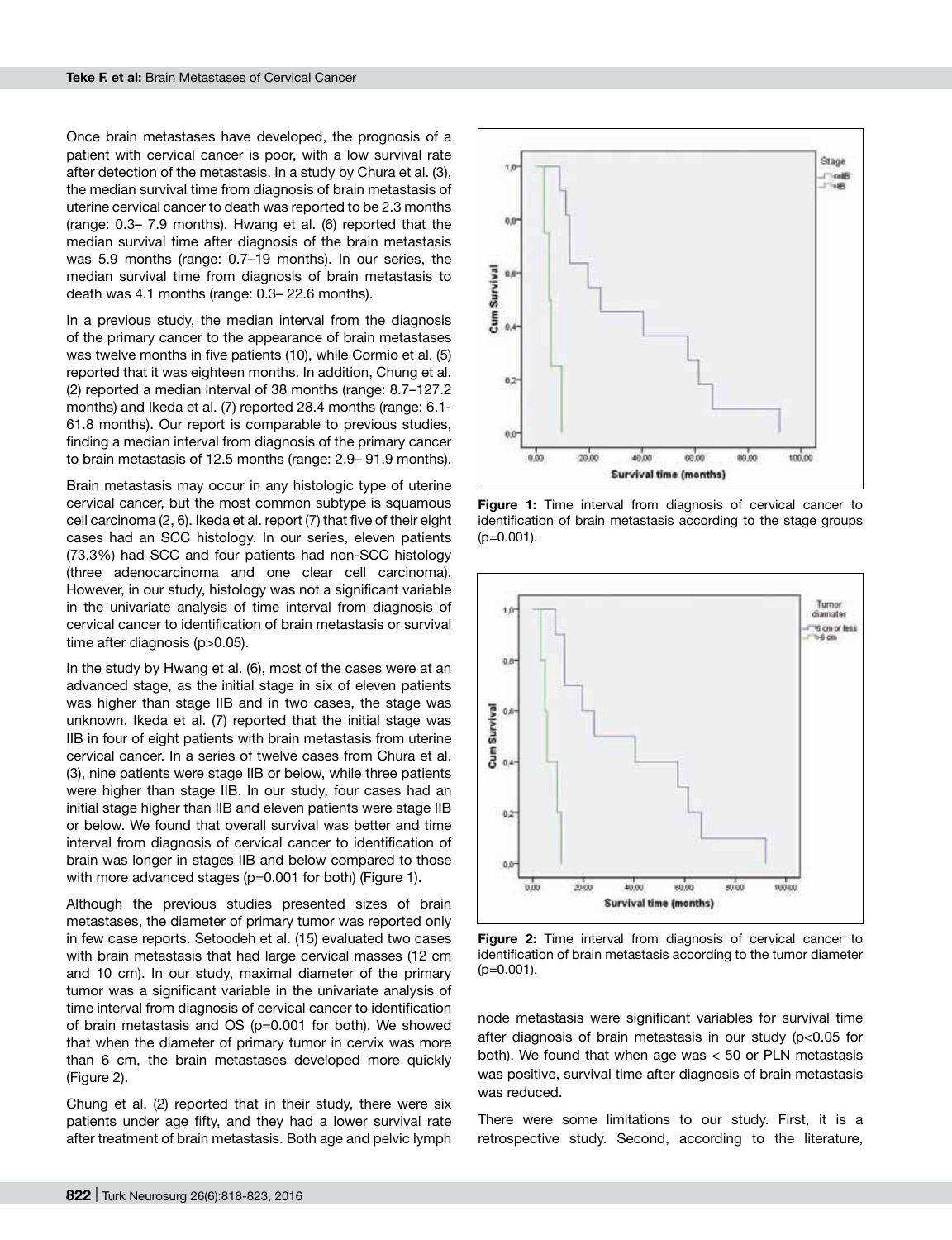Once brain metastases have developed, the prognosis of a patient with cervical cancer is poor, with a low survival rate after detection of the metastasis. In a study by Chura et al. (3), the median survival time from diagnosis of brain metastasis of uterine cervical cancer to death was reported to be 2.3 months (range: 0.3– 7.9 months). Hwang et al. (6) reported that the median survival time after diagnosis of the brain metastasis was 5.9 months (range: 0.7–19 months). In our series, the median survival time from diagnosis of brain metastasis to death was 4.1 months (range: 0.3– 22.6 months).

In a previous study, the median interval from the diagnosis of the primary cancer to the appearance of brain metastases was twelve months in five patients (10), while Cormio et al. (5) reported that it was eighteen months. In addition, Chung et al. (2) reported a median interval of 38 months (range: 8.7–127.2 months) and Ikeda et al. (7) reported 28.4 months (range: 6.1-61.8 months). Our report is comparable to previous studies, finding a median interval from diagnosis of the primary cancer to brain metastasis of 12.5 months (range: 2.9– 91.9 months).

Brain metastasis may occur in any histologic type of uterine cervical cancer, but the most common subtype is squamous cell carcinoma (2, 6). Ikeda et al. report (7) that five of their eight cases had an SCC histology. In our series, eleven patients (73.3%) had SCC and four patients had non-SCC histology (three adenocarcinoma and one clear cell carcinoma). However, in our study, histology was not a significant variable in the univariate analysis of time interval from diagnosis of cervical cancer to identification of brain metastasis or survival time after diagnosis (p>0.05).

In the study by Hwang et al. (6), most of the cases were at an advanced stage, as the initial stage in six of eleven patients was higher than stage IIB and in two cases, the stage was unknown. Ikeda et al. (7) reported that the initial stage was IIB in four of eight patients with brain metastasis from uterine cervical cancer. In a series of twelve cases from Chura et al. (3), nine patients were stage IIB or below, while three patients were higher than stage IIB. In our study, four cases had an initial stage higher than IIB and eleven patients were stage IIB or below. We found that overall survival was better and time interval from diagnosis of cervical cancer to identification of brain was longer in stages IIB and below compared to those with more advanced stages (p=0.001 for both) (Figure 1).

Although the previous studies presented sizes of brain metastases, the diameter of primary tumor was reported only in few case reports. Setoodeh et al. (15) evaluated two cases with brain metastasis that had large cervical masses (12 cm and 10 cm). In our study, maximal diameter of the primary tumor was a significant variable in the univariate analysis of time interval from diagnosis of cervical cancer to identification of brain metastasis and OS (p=0.001 for both). We showed that when the diameter of primary tumor in cervix was more than 6 cm, the brain metastases developed more quickly (Figure 2).

Chung et al. (2) reported that in their study, there were six patients under age fifty, and they had a lower survival rate after treatment of brain metastasis. Both age and pelvic lymph node metastasis were significant variables for survival time after diagnosis of brain metastasis in our study (p<0.05 for both). We found that when age was < 50 or PLN metastasis was positive, survival time after diagnosis of brain metastasis was reduced.

**Figure 1:** Time interval from diagnosis of cervical cancer to identification of brain metastasis according to the stage groups (p=0.001).

**Figure 2:** Time interval from diagnosis of cervical cancer to identification of brain metastasis according to the tumor diameter (p=0.001).

There were some limitations to our study. First, it is a retrospective study. Second, according to the literature,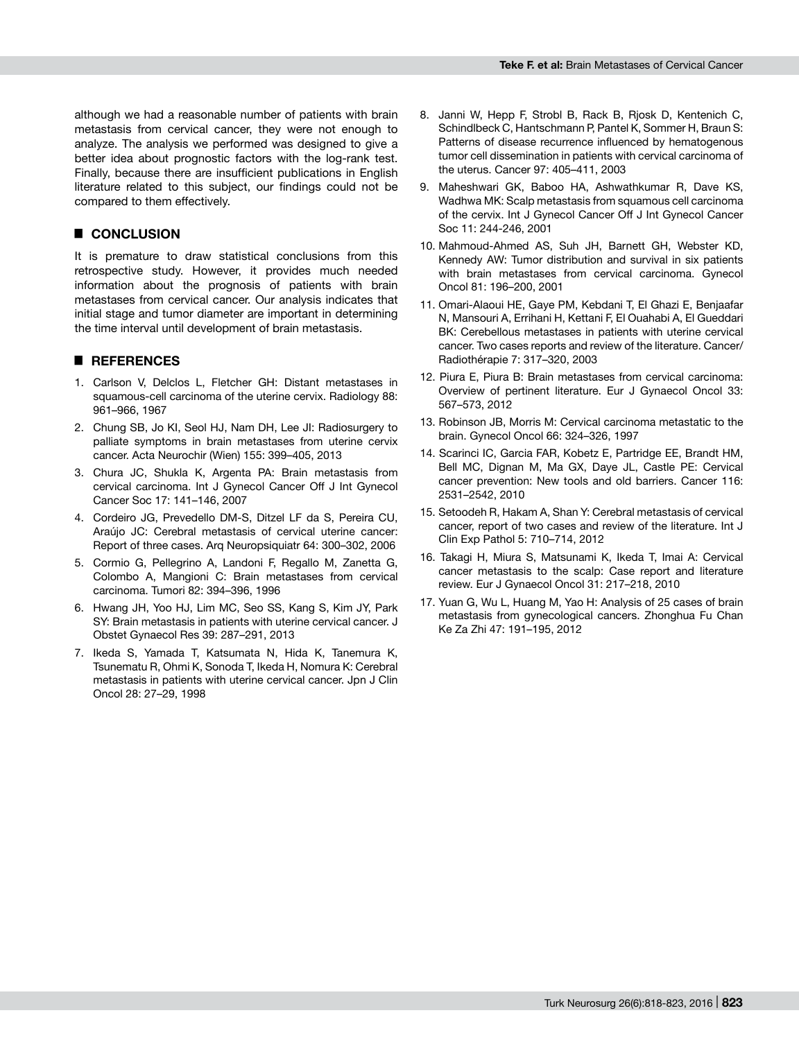although we had a reasonable number of patients with brain metastasis from cervical cancer, they were not enough to analyze. The analysis we performed was designed to give a better idea about prognostic factors with the log-rank test. Finally, because there are insufficient publications in English literature related to this subject, our findings could not be compared to them effectively.

## ■ CONCLUSION

It is premature to draw statistical conclusions from this retrospective study. However, it provides much needed information about the prognosis of patients with brain metastases from cervical cancer. Our analysis indicates that initial stage and tumor diameter are important in determining the time interval until development of brain metastasis.

## ■ REFERENCES

1. Carlson V, Delclos L, Fletcher GH: Distant metastases in squamous-cell carcinoma of the uterine cervix. Radiology 88: 961–966, 1967
2. Chung SB, Jo KI, Seol HJ, Nam DH, Lee JI: Radiosurgery to palliate symptoms in brain metastases from uterine cervix cancer. Acta Neurochir (Wien) 155: 399–405, 2013
3. Chura JC, Shukla K, Argenta PA: Brain metastasis from cervical carcinoma. Int J Gynecol Cancer Off J Int Gynecol Cancer Soc 17: 141–146, 2007
4. Cordeiro JG, Prevedello DM-S, Ditzel LF da S, Pereira CU, Araújo JC: Cerebral metastasis of cervical uterine cancer: Report of three cases. Arq Neuropsiquiatr 64: 300–302, 2006
5. Cormio G, Pellegrino A, Landoni F, Regallo M, Zanetta G, Colombo A, Mangioni C: Brain metastases from cervical carcinoma. Tumori 82: 394–396, 1996
6. Hwang JH, Yoo HJ, Lim MC, Seo SS, Kang S, Kim JY, Park SY: Brain metastasis in patients with uterine cervical cancer. J Obstet Gynaecol Res 39: 287–291, 2013
7. Ikeda S, Yamada T, Katsumata N, Hida K, Tanemura K, Tsunematu R, Ohmi K, Sonoda T, Ikeda H, Nomura K: Cerebral metastasis in patients with uterine cervical cancer. Jpn J Clin Oncol 28: 27–29, 1998
8. Janni W, Hepp F, Strobl B, Rack B, Rjosk D, Kentenich C, Schindlbeck C, Hantschmann P, Pantel K, Sommer H, Braun S: Patterns of disease recurrence influenced by hematogenous tumor cell dissemination in patients with cervical carcinoma of the uterus. Cancer 97: 405–411, 2003
9. Maheshwari GK, Baboo HA, Ashwathkumar R, Dave KS, Wadhwa MK: Scalp metastasis from squamous cell carcinoma of the cervix. Int J Gynecol Cancer Off J Int Gynecol Cancer Soc 11: 244-246, 2001
10. Mahmoud-Ahmed AS, Suh JH, Barnett GH, Webster KD, Kennedy AW: Tumor distribution and survival in six patients with brain metastases from cervical carcinoma. Gynecol Oncol 81: 196–200, 2001
11. Omari-Alaoui HE, Gaye PM, Kebdani T, El Ghazi E, Benjaafar N, Mansouri A, Errihani H, Kettani F, El Ouahabi A, El Gueddari BK: Cerebellous metastases in patients with uterine cervical cancer. Two cases reports and review of the literature. Cancer/Radiothérapie 7: 317–320, 2003
12. Piura E, Piura B: Brain metastases from cervical carcinoma: Overview of pertinent literature. Eur J Gynaecol Oncol 33: 567–573, 2012
13. Robinson JB, Morris M: Cervical carcinoma metastatic to the brain. Gynecol Oncol 66: 324–326, 1997
14. Scarinci IC, Garcia FAR, Kobetz E, Partridge EE, Brandt HM, Bell MC, Dignan M, Ma GX, Daye JL, Castle PE: Cervical cancer prevention: New tools and old barriers. Cancer 116: 2531–2542, 2010
15. Setoodeh R, Hakam A, Shan Y: Cerebral metastasis of cervical cancer, report of two cases and review of the literature. Int J Clin Exp Pathol 5: 710–714, 2012
16. Takagi H, Miura S, Matsunami K, Ikeda T, Imai A: Cervical cancer metastasis to the scalp: Case report and literature review. Eur J Gynaecol Oncol 31: 217–218, 2010
17. Yuan G, Wu L, Huang M, Yao H: Analysis of 25 cases of brain metastasis from gynecological cancers. Zhonghua Fu Chan Ke Za Zhi 47: 191–195, 2012